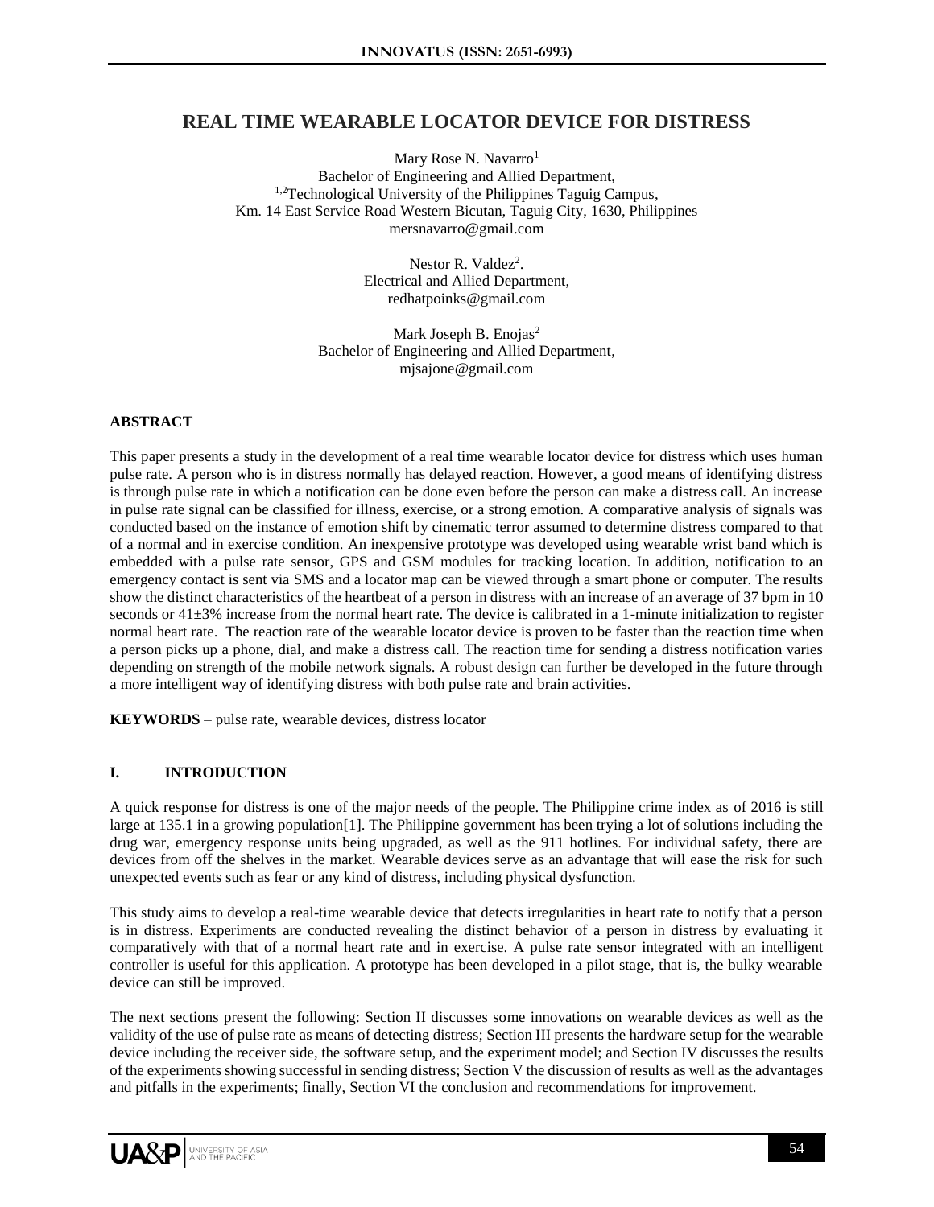# REAL TIME WEARABLE LOCATOR DEVICE FOR DISTRESS

Mary Rose N. Navarro[1]
Bachelor of Engineering and Allied Department,
[1,2]Technological University of the Philippines Taguig Campus,
Km. 14 East Service Road Western Bicutan, Taguig City, 1630, Philippines
mersnavarro@gmail.com

Nestor R. Valdez[2].
Electrical and Allied Department,
redhatpoinks@gmail.com

Mark Joseph B. Enojas[2]
Bachelor of Engineering and Allied Department,
mjsajone@gmail.com

## ABSTRACT

This paper presents a study in the development of a real time wearable locator device for distress which uses human pulse rate. A person who is in distress normally has delayed reaction. However, a good means of identifying distress is through pulse rate in which a notification can be done even before the person can make a distress call. An increase in pulse rate signal can be classified for illness, exercise, or a strong emotion. A comparative analysis of signals was conducted based on the instance of emotion shift by cinematic terror assumed to determine distress compared to that of a normal and in exercise condition. An inexpensive prototype was developed using wearable wrist band which is embedded with a pulse rate sensor, GPS and GSM modules for tracking location. In addition, notification to an emergency contact is sent via SMS and a locator map can be viewed through a smart phone or computer. The results show the distinct characteristics of the heartbeat of a person in distress with an increase of an average of 37 bpm in 10 seconds or 41±3% increase from the normal heart rate. The device is calibrated in a 1-minute initialization to register normal heart rate. The reaction rate of the wearable locator device is proven to be faster than the reaction time when a person picks up a phone, dial, and make a distress call. The reaction time for sending a distress notification varies depending on strength of the mobile network signals. A robust design can further be developed in the future through a more intelligent way of identifying distress with both pulse rate and brain activities.

**KEYWORDS** – pulse rate, wearable devices, distress locator

## I. INTRODUCTION

A quick response for distress is one of the major needs of the people. The Philippine crime index as of 2016 is still large at 135.1 in a growing population[1]. The Philippine government has been trying a lot of solutions including the drug war, emergency response units being upgraded, as well as the 911 hotlines. For individual safety, there are devices from off the shelves in the market. Wearable devices serve as an advantage that will ease the risk for such unexpected events such as fear or any kind of distress, including physical dysfunction.

This study aims to develop a real-time wearable device that detects irregularities in heart rate to notify that a person is in distress. Experiments are conducted revealing the distinct behavior of a person in distress by evaluating it comparatively with that of a normal heart rate and in exercise. A pulse rate sensor integrated with an intelligent controller is useful for this application. A prototype has been developed in a pilot stage, that is, the bulky wearable device can still be improved.

The next sections present the following: Section II discusses some innovations on wearable devices as well as the validity of the use of pulse rate as means of detecting distress; Section III presents the hardware setup for the wearable device including the receiver side, the software setup, and the experiment model; and Section IV discusses the results of the experiments showing successful in sending distress; Section V the discussion of results as well as the advantages and pitfalls in the experiments; finally, Section VI the conclusion and recommendations for improvement.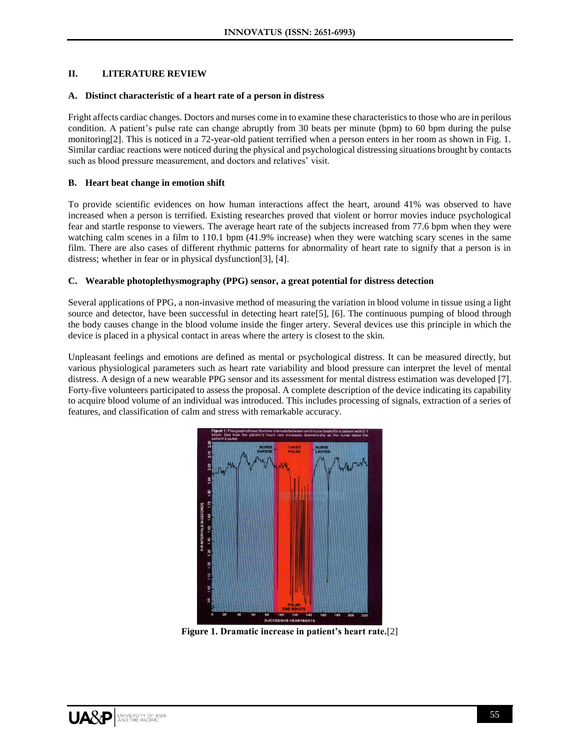## II. LITERATURE REVIEW

### A. Distinct characteristic of a heart rate of a person in distress

Fright affects cardiac changes. Doctors and nurses come in to examine these characteristics to those who are in perilous condition. A patient's pulse rate can change abruptly from 30 beats per minute (bpm) to 60 bpm during the pulse monitoring[2]. This is noticed in a 72-year-old patient terrified when a person enters in her room as shown in Fig. 1. Similar cardiac reactions were noticed during the physical and psychological distressing situations brought by contacts such as blood pressure measurement, and doctors and relatives' visit.

### B. Heart beat change in emotion shift

To provide scientific evidences on how human interactions affect the heart, around 41% was observed to have increased when a person is terrified. Existing researches proved that violent or horror movies induce psychological fear and startle response to viewers. The average heart rate of the subjects increased from 77.6 bpm when they were watching calm scenes in a film to 110.1 bpm (41.9% increase) when they were watching scary scenes in the same film. There are also cases of different rhythmic patterns for abnormality of heart rate to signify that a person is in distress; whether in fear or in physical dysfunction[3], [4].

### C. Wearable photoplethysmography (PPG) sensor, a great potential for distress detection

Several applications of PPG, a non-invasive method of measuring the variation in blood volume in tissue using a light source and detector, have been successful in detecting heart rate[5], [6]. The continuous pumping of blood through the body causes change in the blood volume inside the finger artery. Several devices use this principle in which the device is placed in a physical contact in areas where the artery is closest to the skin.

Unpleasant feelings and emotions are defined as mental or psychological distress. It can be measured directly, but various physiological parameters such as heart rate variability and blood pressure can interpret the level of mental distress. A design of a new wearable PPG sensor and its assessment for mental distress estimation was developed [7]. Forty-five volunteers participated to assess the proposal. A complete description of the device indicating its capability to acquire blood volume of an individual was introduced. This includes processing of signals, extraction of a series of features, and classification of calm and stress with remarkable accuracy.

**Figure 1. Dramatic increase in patient's heart rate.**[2]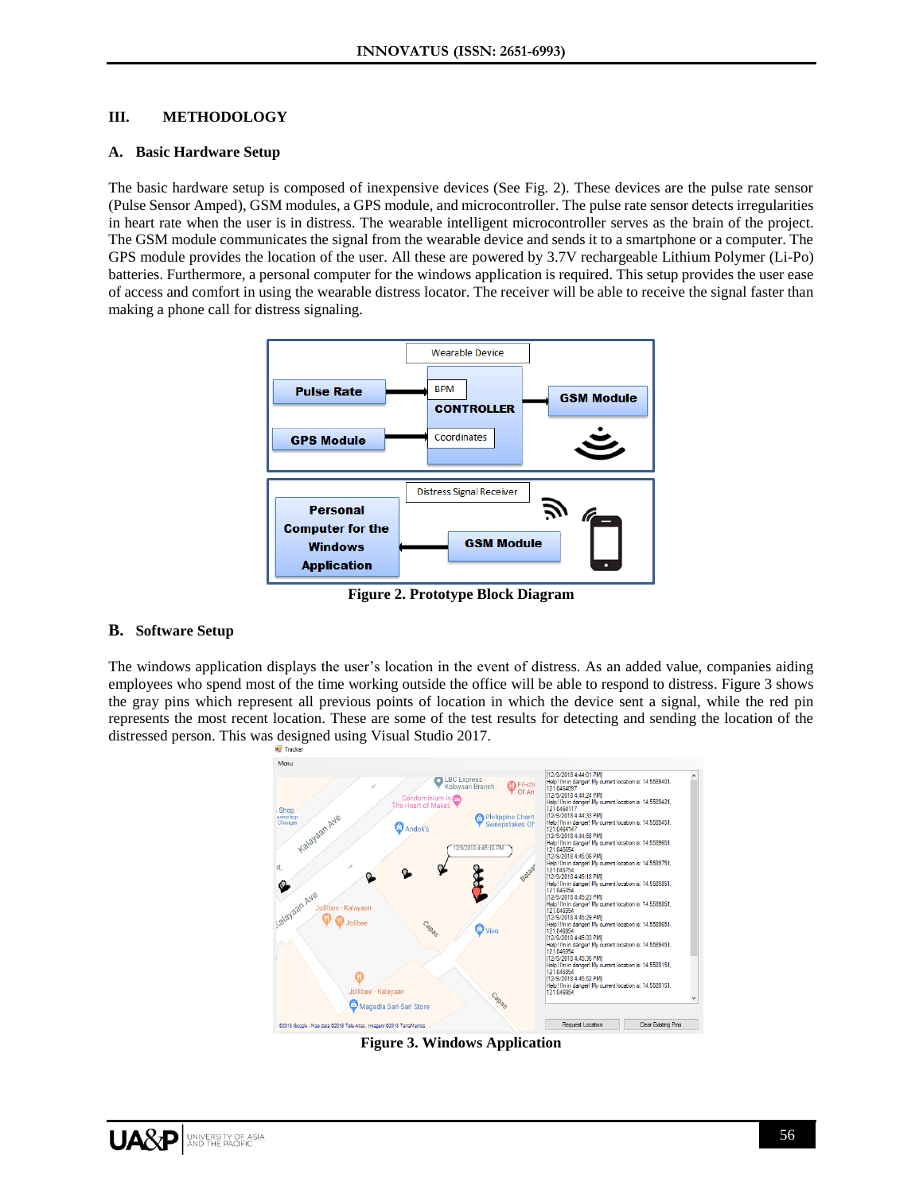## III. METHODOLOGY

### A. Basic Hardware Setup

The basic hardware setup is composed of inexpensive devices (See Fig. 2). These devices are the pulse rate sensor (Pulse Sensor Amped), GSM modules, a GPS module, and microcontroller. The pulse rate sensor detects irregularities in heart rate when the user is in distress. The wearable intelligent microcontroller serves as the brain of the project. The GSM module communicates the signal from the wearable device and sends it to a smartphone or a computer. The GPS module provides the location of the user. All these are powered by 3.7V rechargeable Lithium Polymer (Li-Po) batteries. Furthermore, a personal computer for the windows application is required. This setup provides the user ease of access and comfort in using the wearable distress locator. The receiver will be able to receive the signal faster than making a phone call for distress signaling.

**Figure 2. Prototype Block Diagram**

### B. Software Setup

The windows application displays the user's location in the event of distress. As an added value, companies aiding employees who spend most of the time working outside the office will be able to respond to distress. Figure 3 shows the gray pins which represent all previous points of location in which the device sent a signal, while the red pin represents the most recent location. These are some of the test results for detecting and sending the location of the distressed person. This was designed using Visual Studio 2017.

**Figure 3. Windows Application**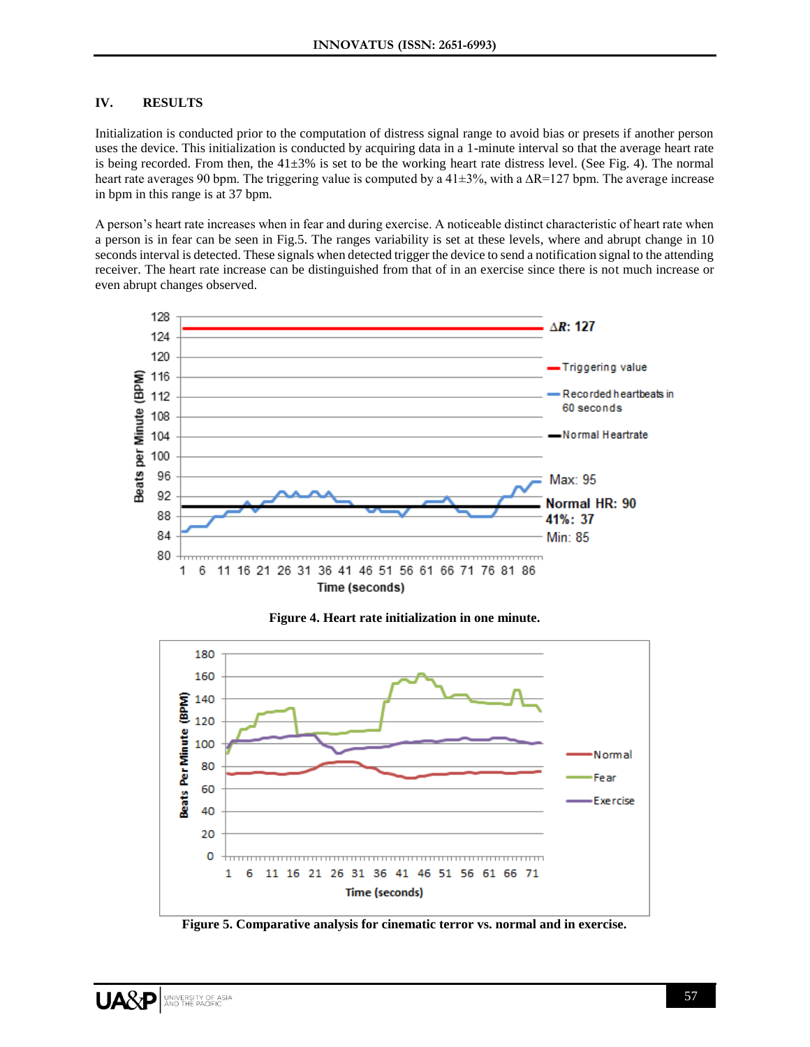## IV. RESULTS

Initialization is conducted prior to the computation of distress signal range to avoid bias or presets if another person uses the device. This initialization is conducted by acquiring data in a 1-minute interval so that the average heart rate is being recorded. From then, the 41±3% is set to be the working heart rate distress level. (See Fig. 4). The normal heart rate averages 90 bpm. The triggering value is computed by a 41±3%, with a ΔR=127 bpm. The average increase in bpm in this range is at 37 bpm.

A person's heart rate increases when in fear and during exercise. A noticeable distinct characteristic of heart rate when a person is in fear can be seen in Fig.5. The ranges variability is set at these levels, where and abrupt change in 10 seconds interval is detected. These signals when detected trigger the device to send a notification signal to the attending receiver. The heart rate increase can be distinguished from that of in an exercise since there is not much increase or even abrupt changes observed.

**Figure 4. Heart rate initialization in one minute.**

**Figure 5. Comparative analysis for cinematic terror vs. normal and in exercise.**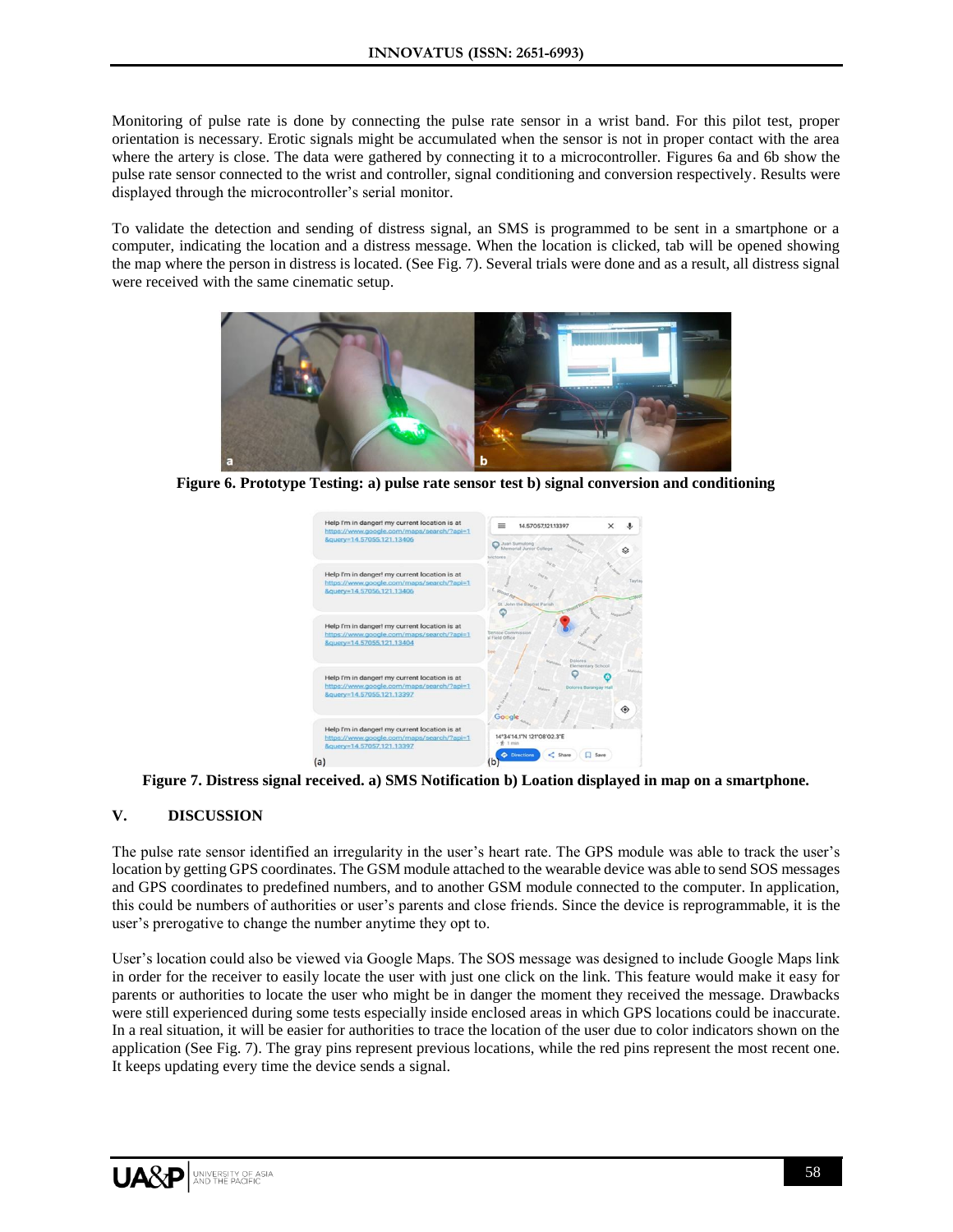Monitoring of pulse rate is done by connecting the pulse rate sensor in a wrist band. For this pilot test, proper orientation is necessary. Erotic signals might be accumulated when the sensor is not in proper contact with the area where the artery is close. The data were gathered by connecting it to a microcontroller. Figures 6a and 6b show the pulse rate sensor connected to the wrist and controller, signal conditioning and conversion respectively. Results were displayed through the microcontroller's serial monitor.

To validate the detection and sending of distress signal, an SMS is programmed to be sent in a smartphone or a computer, indicating the location and a distress message. When the location is clicked, tab will be opened showing the map where the person in distress is located. (See Fig. 7). Several trials were done and as a result, all distress signal were received with the same cinematic setup.

**Figure 6. Prototype Testing: a) pulse rate sensor test b) signal conversion and conditioning**

**Figure 7. Distress signal received. a) SMS Notification b) Loation displayed in map on a smartphone.**

## V. DISCUSSION

The pulse rate sensor identified an irregularity in the user's heart rate. The GPS module was able to track the user's location by getting GPS coordinates. The GSM module attached to the wearable device was able to send SOS messages and GPS coordinates to predefined numbers, and to another GSM module connected to the computer. In application, this could be numbers of authorities or user's parents and close friends. Since the device is reprogrammable, it is the user's prerogative to change the number anytime they opt to.

User's location could also be viewed via Google Maps. The SOS message was designed to include Google Maps link in order for the receiver to easily locate the user with just one click on the link. This feature would make it easy for parents or authorities to locate the user who might be in danger the moment they received the message. Drawbacks were still experienced during some tests especially inside enclosed areas in which GPS locations could be inaccurate. In a real situation, it will be easier for authorities to trace the location of the user due to color indicators shown on the application (See Fig. 7). The gray pins represent previous locations, while the red pins represent the most recent one. It keeps updating every time the device sends a signal.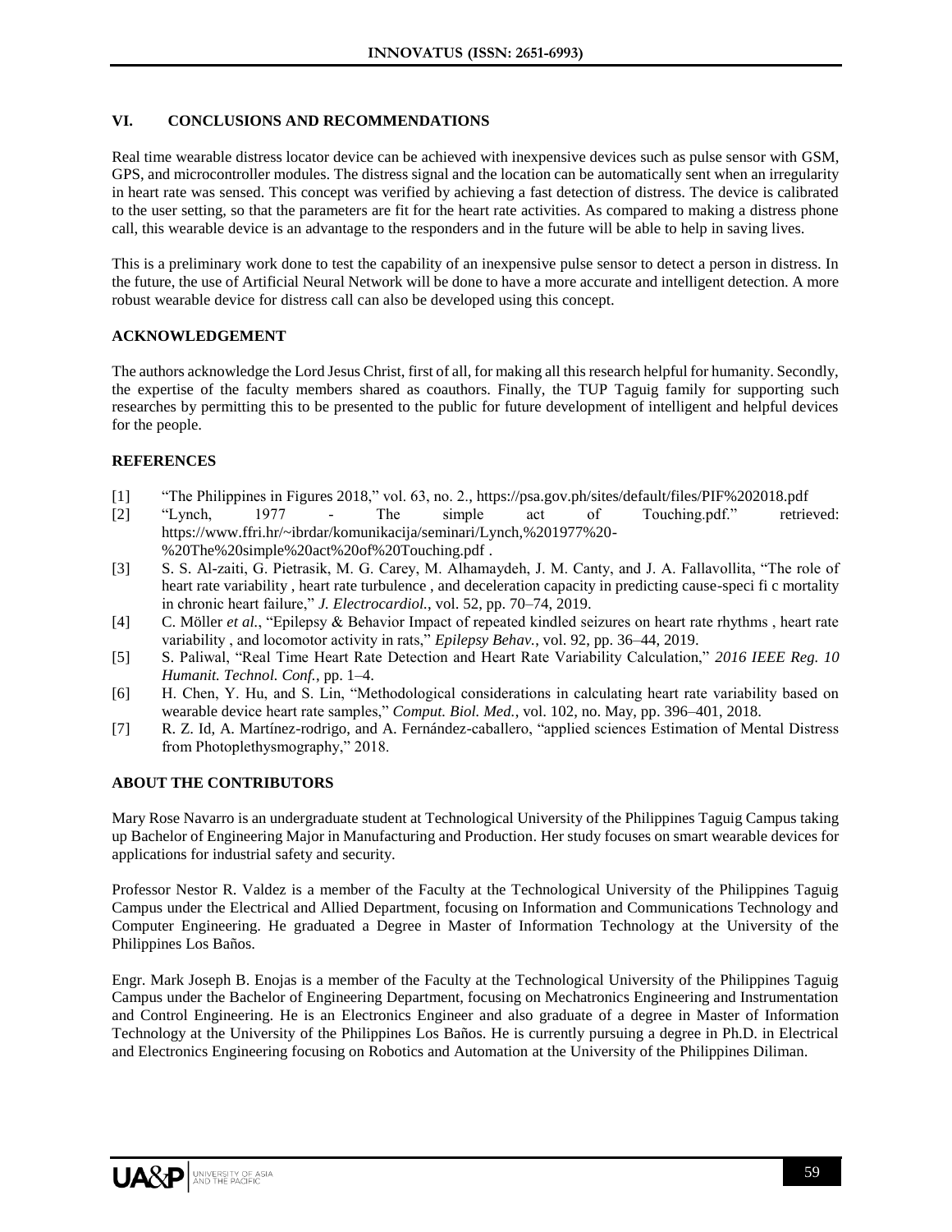## VI. CONCLUSIONS AND RECOMMENDATIONS

Real time wearable distress locator device can be achieved with inexpensive devices such as pulse sensor with GSM, GPS, and microcontroller modules. The distress signal and the location can be automatically sent when an irregularity in heart rate was sensed. This concept was verified by achieving a fast detection of distress. The device is calibrated to the user setting, so that the parameters are fit for the heart rate activities. As compared to making a distress phone call, this wearable device is an advantage to the responders and in the future will be able to help in saving lives.

This is a preliminary work done to test the capability of an inexpensive pulse sensor to detect a person in distress. In the future, the use of Artificial Neural Network will be done to have a more accurate and intelligent detection. A more robust wearable device for distress call can also be developed using this concept.

## ACKNOWLEDGEMENT

The authors acknowledge the Lord Jesus Christ, first of all, for making all this research helpful for humanity. Secondly, the expertise of the faculty members shared as coauthors. Finally, the TUP Taguig family for supporting such researches by permitting this to be presented to the public for future development of intelligent and helpful devices for the people.

## REFERENCES

[1] "The Philippines in Figures 2018," vol. 63, no. 2., https://psa.gov.ph/sites/default/files/PIF%202018.pdf

[2] "Lynch, 1977 - The simple act of Touching.pdf." retrieved: https://www.ffri.hr/~ibrdar/komunikacija/seminari/Lynch,%201977%20-%20The%20simple%20act%20of%20Touching.pdf .

[3] S. S. Al-zaiti, G. Pietrasik, M. G. Carey, M. Alhamaydeh, J. M. Canty, and J. A. Fallavollita, "The role of heart rate variability , heart rate turbulence , and deceleration capacity in predicting cause-speci fi c mortality in chronic heart failure," *J. Electrocardiol.*, vol. 52, pp. 70–74, 2019.

[4] C. Möller *et al.*, "Epilepsy & Behavior Impact of repeated kindled seizures on heart rate rhythms , heart rate variability , and locomotor activity in rats," *Epilepsy Behav.*, vol. 92, pp. 36–44, 2019.

[5] S. Paliwal, "Real Time Heart Rate Detection and Heart Rate Variability Calculation," *2016 IEEE Reg. 10 Humanit. Technol. Conf.*, pp. 1–4.

[6] H. Chen, Y. Hu, and S. Lin, "Methodological considerations in calculating heart rate variability based on wearable device heart rate samples," *Comput. Biol. Med.*, vol. 102, no. May, pp. 396–401, 2018.

[7] R. Z. Id, A. Martínez-rodrigo, and A. Fernández-caballero, "applied sciences Estimation of Mental Distress from Photoplethysmography," 2018.

## ABOUT THE CONTRIBUTORS

Mary Rose Navarro is an undergraduate student at Technological University of the Philippines Taguig Campus taking up Bachelor of Engineering Major in Manufacturing and Production. Her study focuses on smart wearable devices for applications for industrial safety and security.

Professor Nestor R. Valdez is a member of the Faculty at the Technological University of the Philippines Taguig Campus under the Electrical and Allied Department, focusing on Information and Communications Technology and Computer Engineering. He graduated a Degree in Master of Information Technology at the University of the Philippines Los Baños.

Engr. Mark Joseph B. Enojas is a member of the Faculty at the Technological University of the Philippines Taguig Campus under the Bachelor of Engineering Department, focusing on Mechatronics Engineering and Instrumentation and Control Engineering. He is an Electronics Engineer and also graduate of a degree in Master of Information Technology at the University of the Philippines Los Baños. He is currently pursuing a degree in Ph.D. in Electrical and Electronics Engineering focusing on Robotics and Automation at the University of the Philippines Diliman.